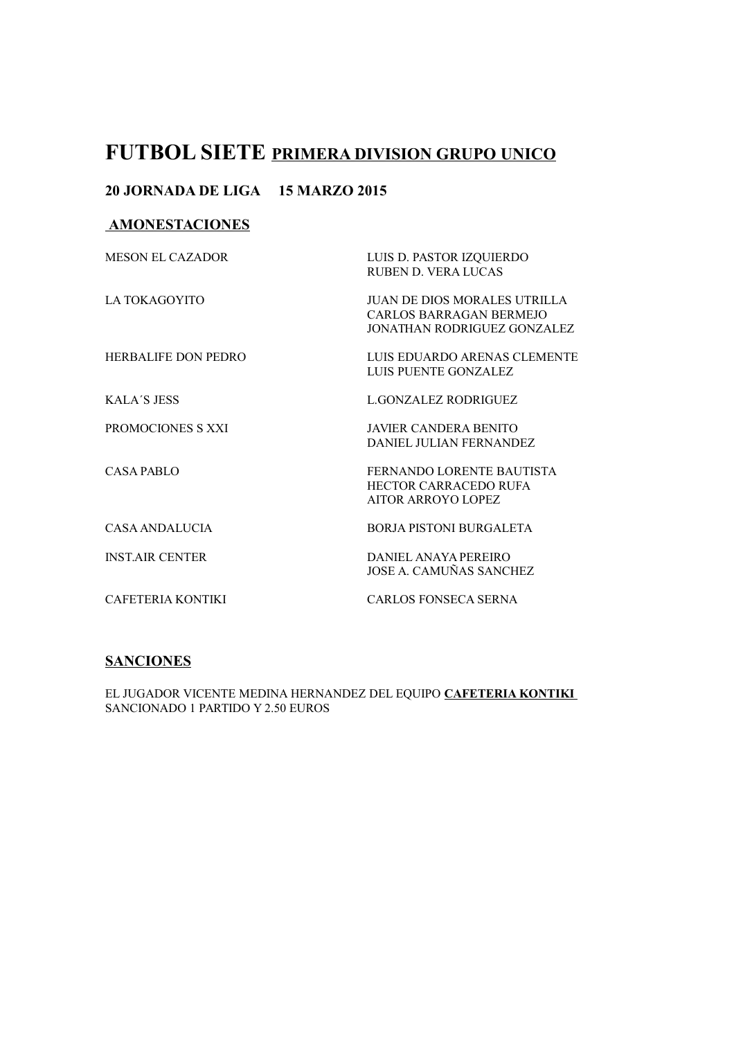# FUTBOL SIETE <u>PRIMERA DIVISION GRUPO UNICO</u>

### 20 JORNADA DE LIGA 15 MARZO 2015

### <u>AMONESTACIONES</u>

| | |
|---|---|
| MESON EL CAZADOR | LUIS D. PASTOR IZQUIERDO<br>RUBEN D. VERA LUCAS |
| LA TOKAGOYITO | JUAN DE DIOS MORALES UTRILLA<br>CARLOS BARRAGAN BERMEJO<br>JONATHAN RODRIGUEZ GONZALEZ |
| HERBALIFE DON PEDRO | LUIS EDUARDO ARENAS CLEMENTE<br>LUIS PUENTE GONZALEZ |
| KALA´S JESS | L.GONZALEZ RODRIGUEZ |
| PROMOCIONES S XXI | JAVIER CANDERA BENITO<br>DANIEL JULIAN FERNANDEZ |
| CASA PABLO | FERNANDO LORENTE BAUTISTA<br>HECTOR CARRACEDO RUFA<br>AITOR ARROYO LOPEZ |
| CASA ANDALUCIA | BORJA PISTONI BURGALETA |
| INST.AIR CENTER | DANIEL ANAYA PEREIRO<br>JOSE A. CAMUÑAS SANCHEZ |
| CAFETERIA KONTIKI | CARLOS FONSECA SERNA |

### <u>SANCIONES</u>

EL JUGADOR VICENTE MEDINA HERNANDEZ DEL EQUIPO **<u>CAFETERIA KONTIKI</u>**
SANCIONADO 1 PARTIDO Y 2.50 EUROS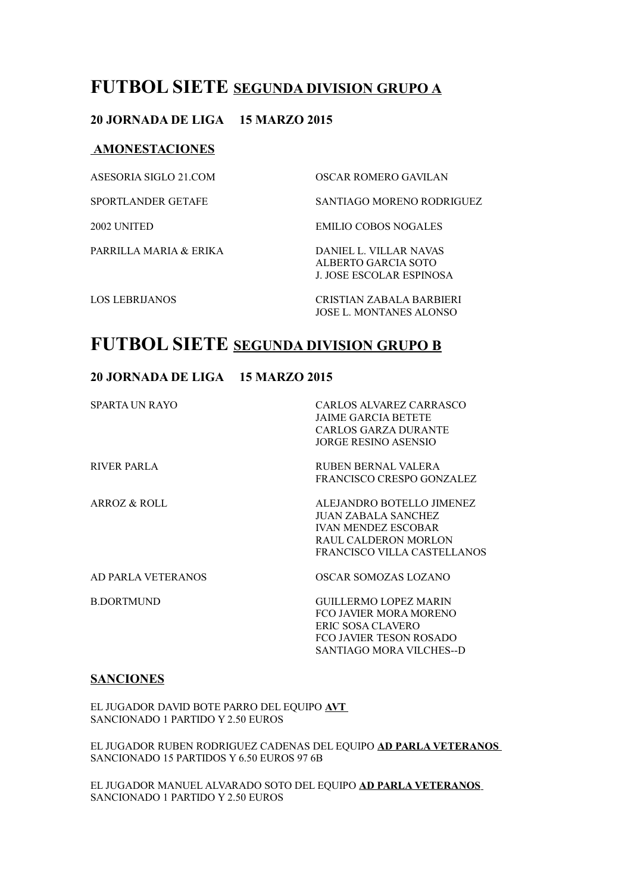# FUTBOL SIETE <u>SEGUNDA DIVISION GRUPO A</u>

**20 JORNADA DE LIGA 15 MARZO 2015**

**<u>AMONESTACIONES</u>**

| | |
|---|---|
| ASESORIA SIGLO 21.COM | OSCAR ROMERO GAVILAN |
| SPORTLANDER GETAFE | SANTIAGO MORENO RODRIGUEZ |
| 2002 UNITED | EMILIO COBOS NOGALES |
| PARRILLA MARIA & ERIKA | DANIEL L. VILLAR NAVAS<br>ALBERTO GARCIA SOTO<br>J. JOSE ESCOLAR ESPINOSA |
| LOS LEBRIJANOS | CRISTIAN ZABALA BARBIERI<br>JOSE L. MONTANES ALONSO |

# FUTBOL SIETE <u>SEGUNDA DIVISION GRUPO B</u>

**20 JORNADA DE LIGA 15 MARZO 2015**

| | |
|---|---|
| SPARTA UN RAYO | CARLOS ALVAREZ CARRASCO<br>JAIME GARCIA BETETE<br>CARLOS GARZA DURANTE<br>JORGE RESINO ASENSIO |
| RIVER PARLA | RUBEN BERNAL VALERA<br>FRANCISCO CRESPO GONZALEZ |
| ARROZ & ROLL | ALEJANDRO BOTELLO JIMENEZ<br>JUAN ZABALA SANCHEZ<br>IVAN MENDEZ ESCOBAR<br>RAUL CALDERON MORLON<br>FRANCISCO VILLA CASTELLANOS |
| AD PARLA VETERANOS | OSCAR SOMOZAS LOZANO |
| B.DORTMUND | GUILLERMO LOPEZ MARIN<br>FCO JAVIER MORA MORENO<br>ERIC SOSA CLAVERO<br>FCO JAVIER TESON ROSADO<br>SANTIAGO MORA VILCHES--D |

**<u>SANCIONES</u>**

EL JUGADOR DAVID BOTE PARRO DEL EQUIPO **<u>AVT</u>**
SANCIONADO 1 PARTIDO Y 2.50 EUROS

EL JUGADOR RUBEN RODRIGUEZ CADENAS DEL EQUIPO **<u>AD PARLA VETERANOS</u>**
SANCIONADO 15 PARTIDOS Y 6.50 EUROS 97 6B

EL JUGADOR MANUEL ALVARADO SOTO DEL EQUIPO **<u>AD PARLA VETERANOS</u>**
SANCIONADO 1 PARTIDO Y 2.50 EUROS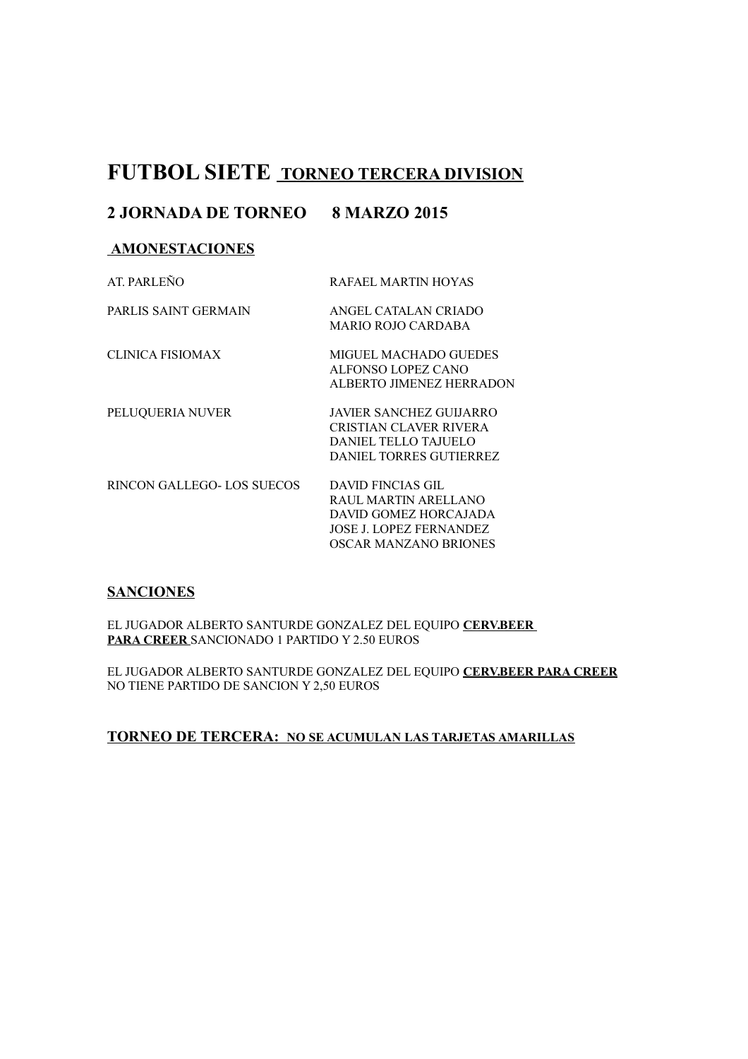# FUTBOL SIETE <u>TORNEO TERCERA DIVISION</u>

## 2 JORNADA DE TORNEO 8 MARZO 2015

### AMONESTACIONES

| | |
|---|---|
| AT. PARLEÑO | RAFAEL MARTIN HOYAS |
| PARLIS SAINT GERMAIN | ANGEL CATALAN CRIADO<br>MARIO ROJO CARDABA |
| CLINICA FISIOMAX | MIGUEL MACHADO GUEDES<br>ALFONSO LOPEZ CANO<br>ALBERTO JIMENEZ HERRADON |
| PELUQUERIA NUVER | JAVIER SANCHEZ GUIJARRO<br>CRISTIAN CLAVER RIVERA<br>DANIEL TELLO TAJUELO<br>DANIEL TORRES GUTIERREZ |
| RINCON GALLEGO- LOS SUECOS | DAVID FINCIAS GIL<br>RAUL MARTIN ARELLANO<br>DAVID GOMEZ HORCAJADA<br>JOSE J. LOPEZ FERNANDEZ<br>OSCAR MANZANO BRIONES |

### SANCIONES

EL JUGADOR ALBERTO SANTURDE GONZALEZ DEL EQUIPO **CERV.BEER PARA CREER** SANCIONADO 1 PARTIDO Y 2.50 EUROS

EL JUGADOR ALBERTO SANTURDE GONZALEZ DEL EQUIPO **CERV.BEER PARA CREER** NO TIENE PARTIDO DE SANCION Y 2,50 EUROS

**TORNEO DE TERCERA: NO SE ACUMULAN LAS TARJETAS AMARILLAS**